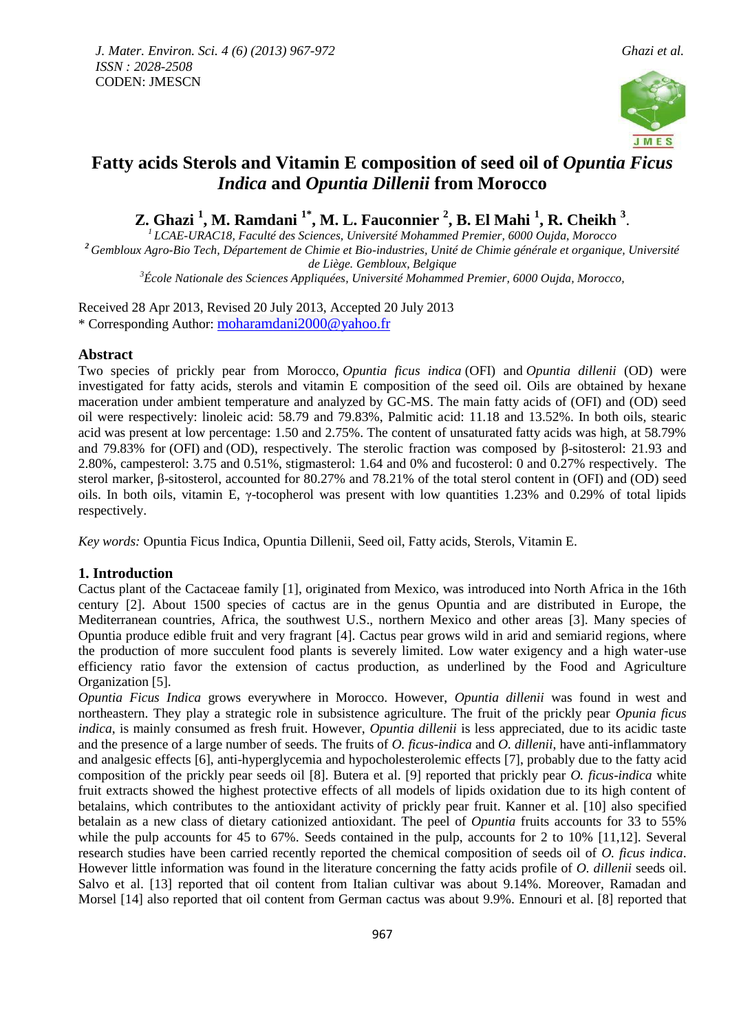# Fatty acids Sterols and Vitamin E composition of seed oil of *Opuntia Ficus Indica* and *Opuntia Dillenii* from Morocco

**Z. Ghazi [1], M. Ramdani [1*], M. L. Fauconnier [2], B. El Mahi [1], R. Cheikh [3].**

[1] *LCAE-URAC18, Faculté des Sciences, Université Mohammed Premier, 6000 Oujda, Morocco*
[2] *Gembloux Agro-Bio Tech, Département de Chimie et Bio-industries, Unité de Chimie générale et organique, Université de Liège. Gembloux, Belgique*
[3] *École Nationale des Sciences Appliquées, Université Mohammed Premier, 6000 Oujda, Morocco,*

Received 28 Apr 2013, Revised 20 July 2013, Accepted 20 July 2013
* Corresponding Author: moharamdani2000@yahoo.fr

## Abstract

Two species of prickly pear from Morocco, *Opuntia ficus indica* (OFI) and *Opuntia dillenii* (OD) were investigated for fatty acids, sterols and vitamin E composition of the seed oil. Oils are obtained by hexane maceration under ambient temperature and analyzed by GC-MS. The main fatty acids of (OFI) and (OD) seed oil were respectively: linoleic acid: 58.79 and 79.83%, Palmitic acid: 11.18 and 13.52%. In both oils, stearic acid was present at low percentage: 1.50 and 2.75%. The content of unsaturated fatty acids was high, at 58.79% and 79.83% for (OFI) and (OD), respectively. The sterolic fraction was composed by β-sitosterol: 21.93 and 2.80%, campesterol: 3.75 and 0.51%, stigmasterol: 1.64 and 0% and fucosterol: 0 and 0.27% respectively. The sterol marker, β-sitosterol, accounted for 80.27% and 78.21% of the total sterol content in (OFI) and (OD) seed oils. In both oils, vitamin E, γ-tocopherol was present with low quantities 1.23% and 0.29% of total lipids respectively.

*Key words:* Opuntia Ficus Indica, Opuntia Dillenii, Seed oil, Fatty acids, Sterols, Vitamin E.

## 1. Introduction

Cactus plant of the Cactaceae family [1], originated from Mexico, was introduced into North Africa in the 16th century [2]. About 1500 species of cactus are in the genus Opuntia and are distributed in Europe, the Mediterranean countries, Africa, the southwest U.S., northern Mexico and other areas [3]. Many species of Opuntia produce edible fruit and very fragrant [4]. Cactus pear grows wild in arid and semiarid regions, where the production of more succulent food plants is severely limited. Low water exigency and a high water-use efficiency ratio favor the extension of cactus production, as underlined by the Food and Agriculture Organization [5].

*Opuntia Ficus Indica* grows everywhere in Morocco. However, *Opuntia dillenii* was found in west and northeastern. They play a strategic role in subsistence agriculture. The fruit of the prickly pear *Opunia ficus indica*, is mainly consumed as fresh fruit. However, *Opuntia dillenii* is less appreciated, due to its acidic taste and the presence of a large number of seeds. The fruits of *O. ficus-indica* and *O. dillenii*, have anti-inflammatory and analgesic effects [6], anti-hyperglycemia and hypocholesterolemic effects [7], probably due to the fatty acid composition of the prickly pear seeds oil [8]. Butera et al. [9] reported that prickly pear *O. ficus-indica* white fruit extracts showed the highest protective effects of all models of lipids oxidation due to its high content of betalains, which contributes to the antioxidant activity of prickly pear fruit. Kanner et al. [10] also specified betalain as a new class of dietary cationized antioxidant. The peel of *Opuntia* fruits accounts for 33 to 55% while the pulp accounts for 45 to 67%. Seeds contained in the pulp, accounts for 2 to 10% [11,12]. Several research studies have been carried recently reported the chemical composition of seeds oil of *O. ficus indica*. However little information was found in the literature concerning the fatty acids profile of *O. dillenii* seeds oil. Salvo et al. [13] reported that oil content from Italian cultivar was about 9.14%. Moreover, Ramadan and Morsel [14] also reported that oil content from German cactus was about 9.9%. Ennouri et al. [8] reported that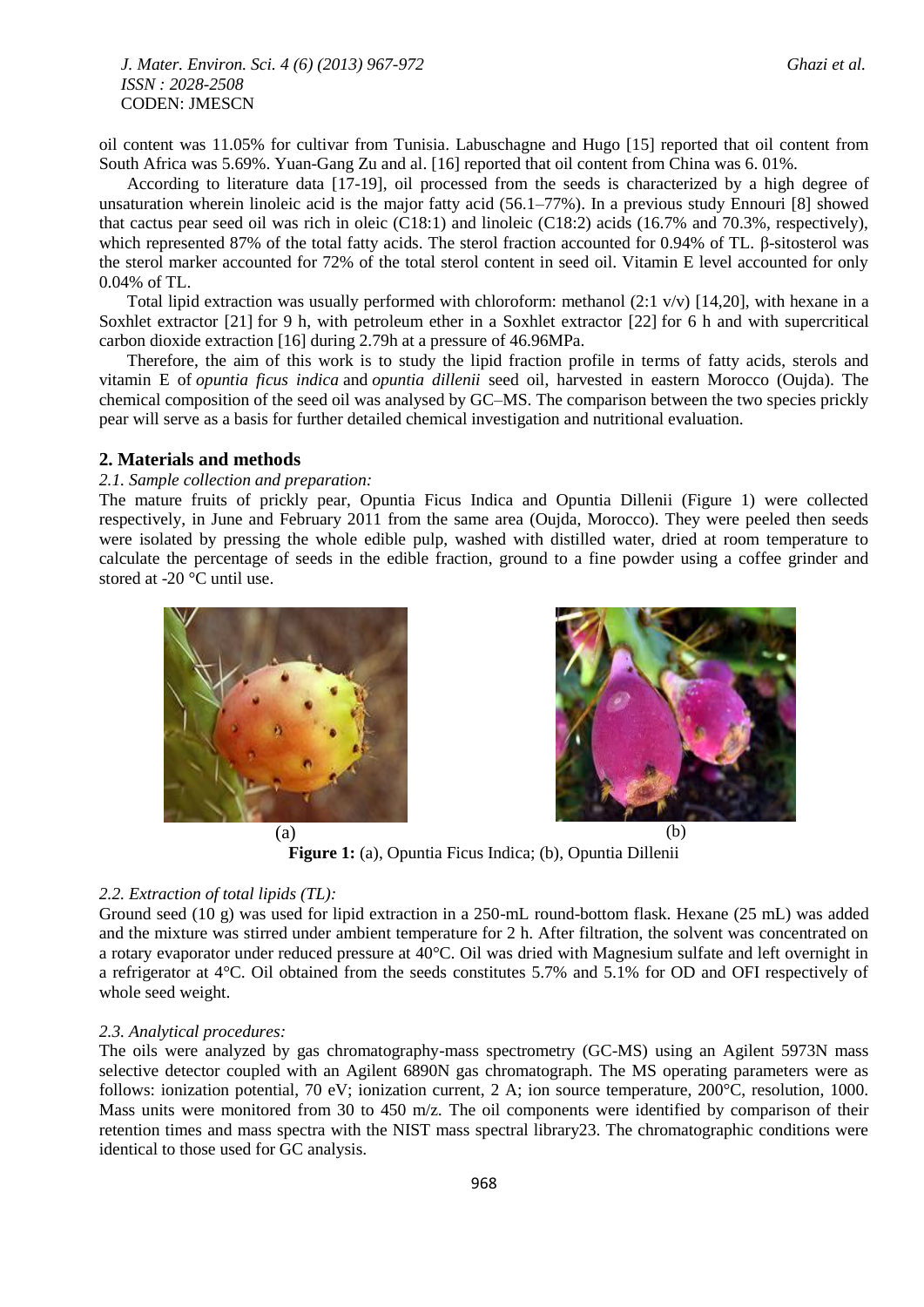oil content was 11.05% for cultivar from Tunisia. Labuschagne and Hugo [15] reported that oil content from South Africa was 5.69%. Yuan-Gang Zu and al. [16] reported that oil content from China was 6. 01%.

According to literature data [17-19], oil processed from the seeds is characterized by a high degree of unsaturation wherein linoleic acid is the major fatty acid (56.1–77%). In a previous study Ennouri [8] showed that cactus pear seed oil was rich in oleic (C18:1) and linoleic (C18:2) acids (16.7% and 70.3%, respectively), which represented 87% of the total fatty acids. The sterol fraction accounted for 0.94% of TL. β-sitosterol was the sterol marker accounted for 72% of the total sterol content in seed oil. Vitamin E level accounted for only 0.04% of TL.

Total lipid extraction was usually performed with chloroform: methanol (2:1 v/v) [14,20], with hexane in a Soxhlet extractor [21] for 9 h, with petroleum ether in a Soxhlet extractor [22] for 6 h and with supercritical carbon dioxide extraction [16] during 2.79h at a pressure of 46.96MPa.

Therefore, the aim of this work is to study the lipid fraction profile in terms of fatty acids, sterols and vitamin E of *opuntia ficus indica* and *opuntia dillenii* seed oil, harvested in eastern Morocco (Oujda). The chemical composition of the seed oil was analysed by GC–MS. The comparison between the two species prickly pear will serve as a basis for further detailed chemical investigation and nutritional evaluation.

## 2. Materials and methods

### *2.1. Sample collection and preparation:*

The mature fruits of prickly pear, Opuntia Ficus Indica and Opuntia Dillenii (Figure 1) were collected respectively, in June and February 2011 from the same area (Oujda, Morocco). They were peeled then seeds were isolated by pressing the whole edible pulp, washed with distilled water, dried at room temperature to calculate the percentage of seeds in the edible fraction, ground to a fine powder using a coffee grinder and stored at -20 °C until use.

(a) (b)

**Figure 1:** (a), Opuntia Ficus Indica; (b), Opuntia Dillenii

### *2.2. Extraction of total lipids (TL):*

Ground seed (10 g) was used for lipid extraction in a 250-mL round-bottom flask. Hexane (25 mL) was added and the mixture was stirred under ambient temperature for 2 h. After filtration, the solvent was concentrated on a rotary evaporator under reduced pressure at 40°C. Oil was dried with Magnesium sulfate and left overnight in a refrigerator at 4°C. Oil obtained from the seeds constitutes 5.7% and 5.1% for OD and OFI respectively of whole seed weight.

### *2.3. Analytical procedures:*

The oils were analyzed by gas chromatography-mass spectrometry (GC-MS) using an Agilent 5973N mass selective detector coupled with an Agilent 6890N gas chromatograph. The MS operating parameters were as follows: ionization potential, 70 eV; ionization current, 2 A; ion source temperature, 200°C, resolution, 1000. Mass units were monitored from 30 to 450 m/z. The oil components were identified by comparison of their retention times and mass spectra with the NIST mass spectral library23. The chromatographic conditions were identical to those used for GC analysis.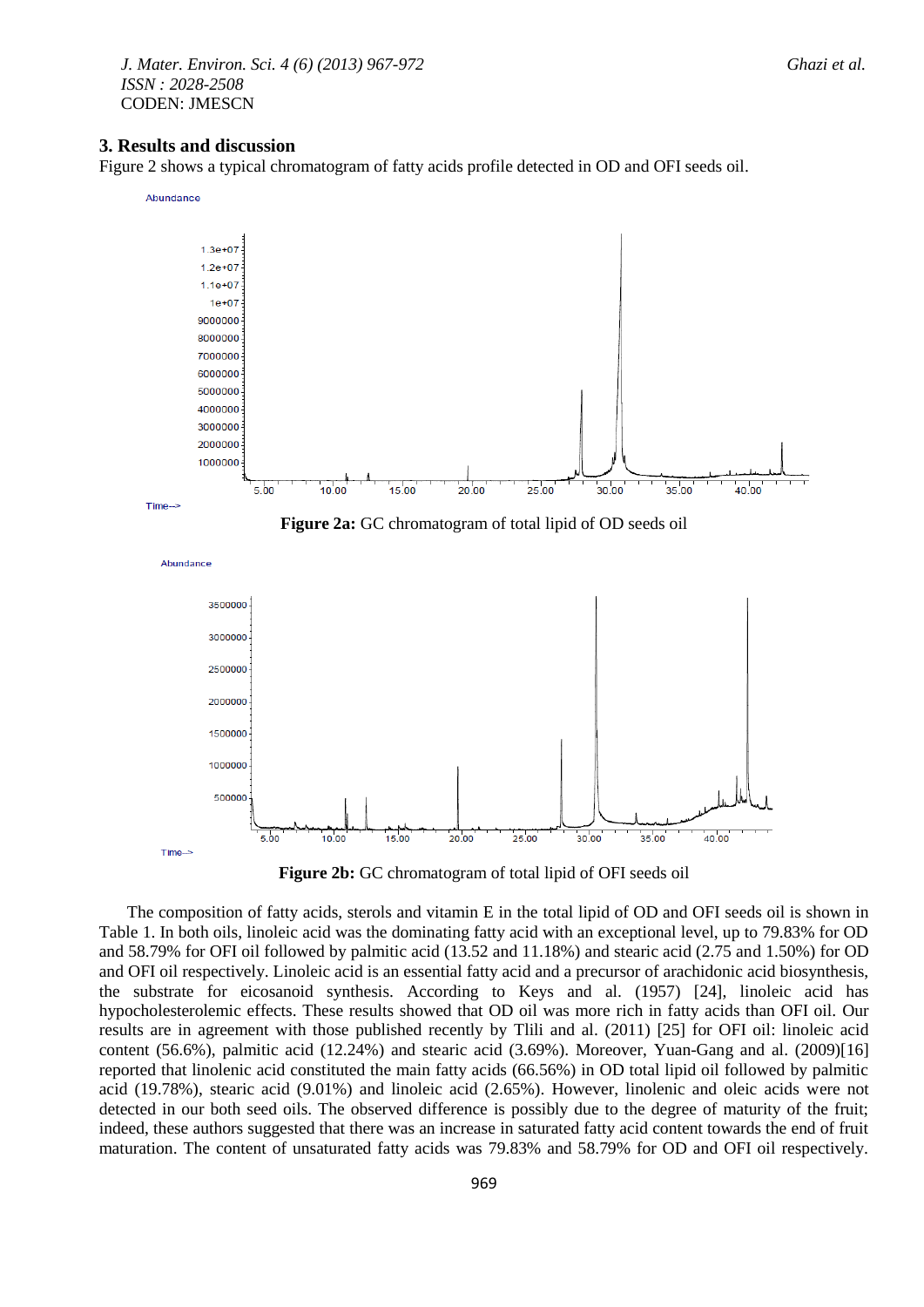## 3. Results and discussion

Figure 2 shows a typical chromatogram of fatty acids profile detected in OD and OFI seeds oil.

**Figure 2a:** GC chromatogram of total lipid of OD seeds oil

**Figure 2b:** GC chromatogram of total lipid of OFI seeds oil

The composition of fatty acids, sterols and vitamin E in the total lipid of OD and OFI seeds oil is shown in Table 1. In both oils, linoleic acid was the dominating fatty acid with an exceptional level, up to 79.83% for OD and 58.79% for OFI oil followed by palmitic acid (13.52 and 11.18%) and stearic acid (2.75 and 1.50%) for OD and OFI oil respectively. Linoleic acid is an essential fatty acid and a precursor of arachidonic acid biosynthesis, the substrate for eicosanoid synthesis. According to Keys and al. (1957) [24], linoleic acid has hypocholesterolemic effects. These results showed that OD oil was more rich in fatty acids than OFI oil. Our results are in agreement with those published recently by Tlili and al. (2011) [25] for OFI oil: linoleic acid content (56.6%), palmitic acid (12.24%) and stearic acid (3.69%). Moreover, Yuan-Gang and al. (2009)[16] reported that linolenic acid constituted the main fatty acids (66.56%) in OD total lipid oil followed by palmitic acid (19.78%), stearic acid (9.01%) and linoleic acid (2.65%). However, linolenic and oleic acids were not detected in our both seed oils. The observed difference is possibly due to the degree of maturity of the fruit; indeed, these authors suggested that there was an increase in saturated fatty acid content towards the end of fruit maturation. The content of unsaturated fatty acids was 79.83% and 58.79% for OD and OFI oil respectively.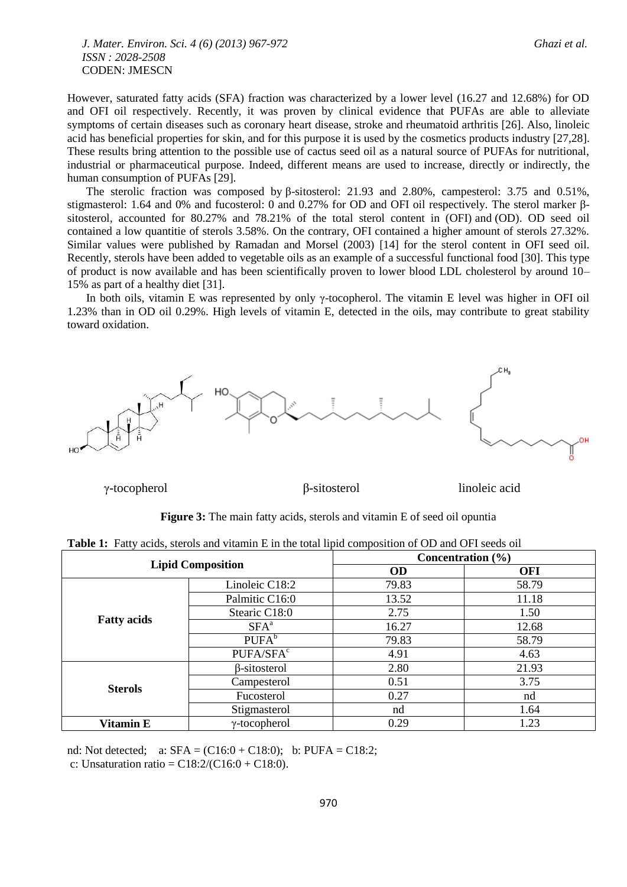However, saturated fatty acids (SFA) fraction was characterized by a lower level (16.27 and 12.68%) for OD and OFI oil respectively. Recently, it was proven by clinical evidence that PUFAs are able to alleviate symptoms of certain diseases such as coronary heart disease, stroke and rheumatoid arthritis [26]. Also, linoleic acid has beneficial properties for skin, and for this purpose it is used by the cosmetics products industry [27,28]. These results bring attention to the possible use of cactus seed oil as a natural source of PUFAs for nutritional, industrial or pharmaceutical purpose. Indeed, different means are used to increase, directly or indirectly, the human consumption of PUFAs [29].

The sterolic fraction was composed by β-sitosterol: 21.93 and 2.80%, campesterol: 3.75 and 0.51%, stigmasterol: 1.64 and 0% and fucosterol: 0 and 0.27% for OD and OFI oil respectively. The sterol marker β-sitosterol, accounted for 80.27% and 78.21% of the total sterol content in (OFI) and (OD). OD seed oil contained a low quantitie of sterols 3.58%. On the contrary, OFI contained a higher amount of sterols 27.32%. Similar values were published by Ramadan and Morsel (2003) [14] for the sterol content in OFI seed oil. Recently, sterols have been added to vegetable oils as an example of a successful functional food [30]. This type of product is now available and has been scientifically proven to lower blood LDL cholesterol by around 10–15% as part of a healthy diet [31].

In both oils, vitamin E was represented by only γ-tocopherol. The vitamin E level was higher in OFI oil 1.23% than in OD oil 0.29%. High levels of vitamin E, detected in the oils, may contribute to great stability toward oxidation.

γ-tocopherol β-sitosterol linoleic acid

**Figure 3:** The main fatty acids, sterols and vitamin E of seed oil opuntia

**Table 1:** Fatty acids, sterols and vitamin E in the total lipid composition of OD and OFI seeds oil

| Lipid Composition | | Concentration (%) | |
|---|---|---|---|
| | | **OD** | **OFI** |
| **Fatty acids** | Linoleic C18:2 | 79.83 | 58.79 |
| | Palmitic C16:0 | 13.52 | 11.18 |
| | Stearic C18:0 | 2.75 | 1.50 |
| | SFA[a] | 16.27 | 12.68 |
| | PUFA[b] | 79.83 | 58.79 |
| | PUFA/SFA[c] | 4.91 | 4.63 |
| **Sterols** | β-sitosterol | 2.80 | 21.93 |
| | Campesterol | 0.51 | 3.75 |
| | Fucosterol | 0.27 | nd |
| | Stigmasterol | nd | 1.64 |
| **Vitamin E** | γ-tocopherol | 0.29 | 1.23 |

nd: Not detected; a: SFA = (C16:0 + C18:0); b: PUFA = C18:2;
c: Unsaturation ratio = C18:2/(C16:0 + C18:0).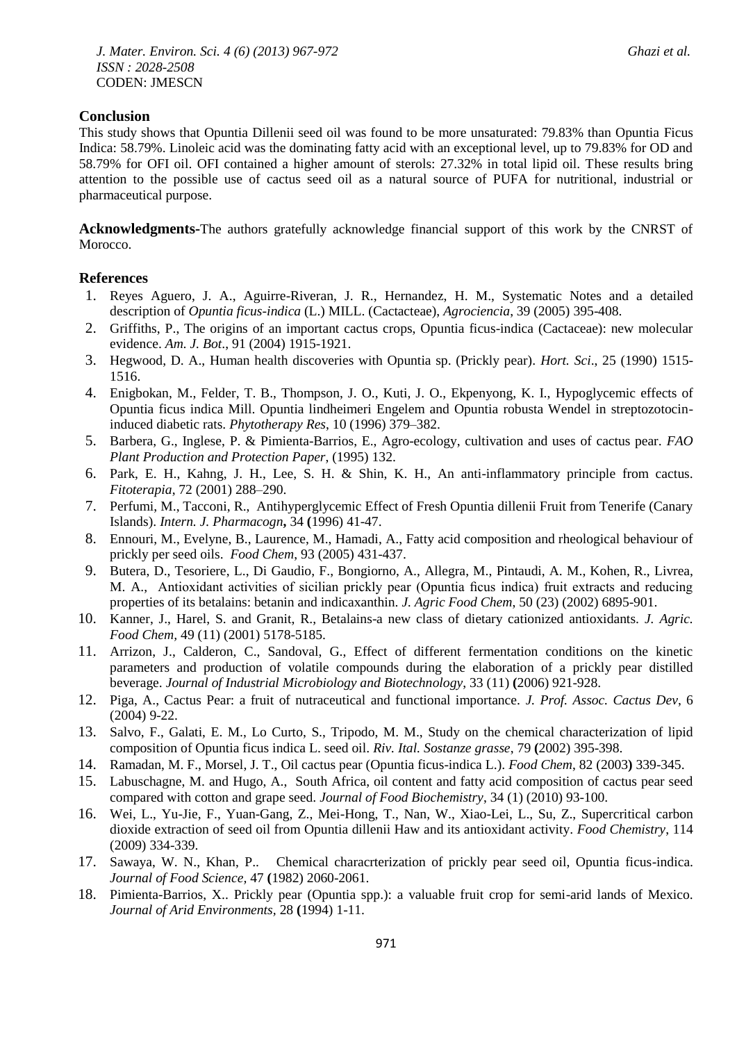## Conclusion

This study shows that Opuntia Dillenii seed oil was found to be more unsaturated: 79.83% than Opuntia Ficus Indica: 58.79%. Linoleic acid was the dominating fatty acid with an exceptional level, up to 79.83% for OD and 58.79% for OFI oil. OFI contained a higher amount of sterols: 27.32% in total lipid oil. These results bring attention to the possible use of cactus seed oil as a natural source of PUFA for nutritional, industrial or pharmaceutical purpose.

**Acknowledgments-**The authors gratefully acknowledge financial support of this work by the CNRST of Morocco.

## References

1. Reyes Aguero, J. A., Aguirre-Riveran, J. R., Hernandez, H. M., Systematic Notes and a detailed description of *Opuntia ficus-indica* (L.) MILL. (Cactacteae), *Agrociencia*, 39 (2005) 395-408.
2. Griffiths, P., The origins of an important cactus crops, Opuntia ficus-indica (Cactaceae): new molecular evidence. *Am. J. Bot*., 91 (2004) 1915-1921.
3. Hegwood, D. A., Human health discoveries with Opuntia sp. (Prickly pear). *Hort. Sci*., 25 (1990) 1515-1516.
4. Enigbokan, M., Felder, T. B., Thompson, J. O., Kuti, J. O., Ekpenyong, K. I., Hypoglycemic effects of Opuntia ficus indica Mill. Opuntia lindheimeri Engelem and Opuntia robusta Wendel in streptozotocin-induced diabetic rats. *Phytotherapy Res*, 10 (1996) 379–382.
5. Barbera, G., Inglese, P. & Pimienta-Barrios, E., Agro-ecology, cultivation and uses of cactus pear. *FAO Plant Production and Protection Paper*, (1995) 132.
6. Park, E. H., Kahng, J. H., Lee, S. H. & Shin, K. H., An anti-inflammatory principle from cactus. *Fitoterapia*, 72 (2001) 288–290.
7. Perfumi, M., Tacconi, R., Antihyperglycemic Effect of Fresh Opuntia dillenii Fruit from Tenerife (Canary Islands). *Intern. J. Pharmacogn***,** 34 **(**1996) 41-47.
8. Ennouri, M., Evelyne, B., Laurence, M., Hamadi, A., Fatty acid composition and rheological behaviour of prickly per seed oils. *Food Chem*, 93 (2005) 431-437.
9. Butera, D., Tesoriere, L., Di Gaudio, F., Bongiorno, A., Allegra, M., Pintaudi, A. M., Kohen, R., Livrea, M. A., Antioxidant activities of sicilian prickly pear (Opuntia ficus indica) fruit extracts and reducing properties of its betalains: betanin and indicaxanthin. *J. Agric Food Chem*, 50 (23) (2002) 6895-901.
10. Kanner, J., Harel, S. and Granit, R., Betalains-a new class of dietary cationized antioxidants. *J. Agric. Food Chem,* 49 (11) (2001) 5178-5185.
11. Arrizon, J., Calderon, C., Sandoval, G., Effect of different fermentation conditions on the kinetic parameters and production of volatile compounds during the elaboration of a prickly pear distilled beverage. *Journal of Industrial Microbiology and Biotechnology*, 33 (11) **(**2006) 921-928.
12. Piga, A., Cactus Pear: a fruit of nutraceutical and functional importance. *J. Prof. Assoc. Cactus Dev*, 6 (2004) 9-22.
13. Salvo, F., Galati, E. M., Lo Curto, S., Tripodo, M. M., Study on the chemical characterization of lipid composition of Opuntia ficus indica L. seed oil. *Riv. Ital. Sostanze grasse*, 79 **(**2002) 395-398.
14. Ramadan, M. F., Morsel, J. T., Oil cactus pear (Opuntia ficus-indica L.). *Food Chem*, 82 (2003**)** 339-345.
15. Labuschagne, M. and Hugo, A., South Africa, oil content and fatty acid composition of cactus pear seed compared with cotton and grape seed. *Journal of Food Biochemistry*, 34 (1) (2010) 93-100.
16. Wei, L., Yu-Jie, F., Yuan-Gang, Z., Mei-Hong, T., Nan, W., Xiao-Lei, L., Su, Z., Supercritical carbon dioxide extraction of seed oil from Opuntia dillenii Haw and its antioxidant activity. *Food Chemistry*, 114 (2009) 334-339.
17. Sawaya, W. N., Khan, P.. Chemical characrterization of prickly pear seed oil, Opuntia ficus-indica. *Journal of Food Science*, 47 **(**1982) 2060-2061.
18. Pimienta-Barrios, X.. Prickly pear (Opuntia spp.): a valuable fruit crop for semi-arid lands of Mexico. *Journal of Arid Environments*, 28 **(**1994) 1-11.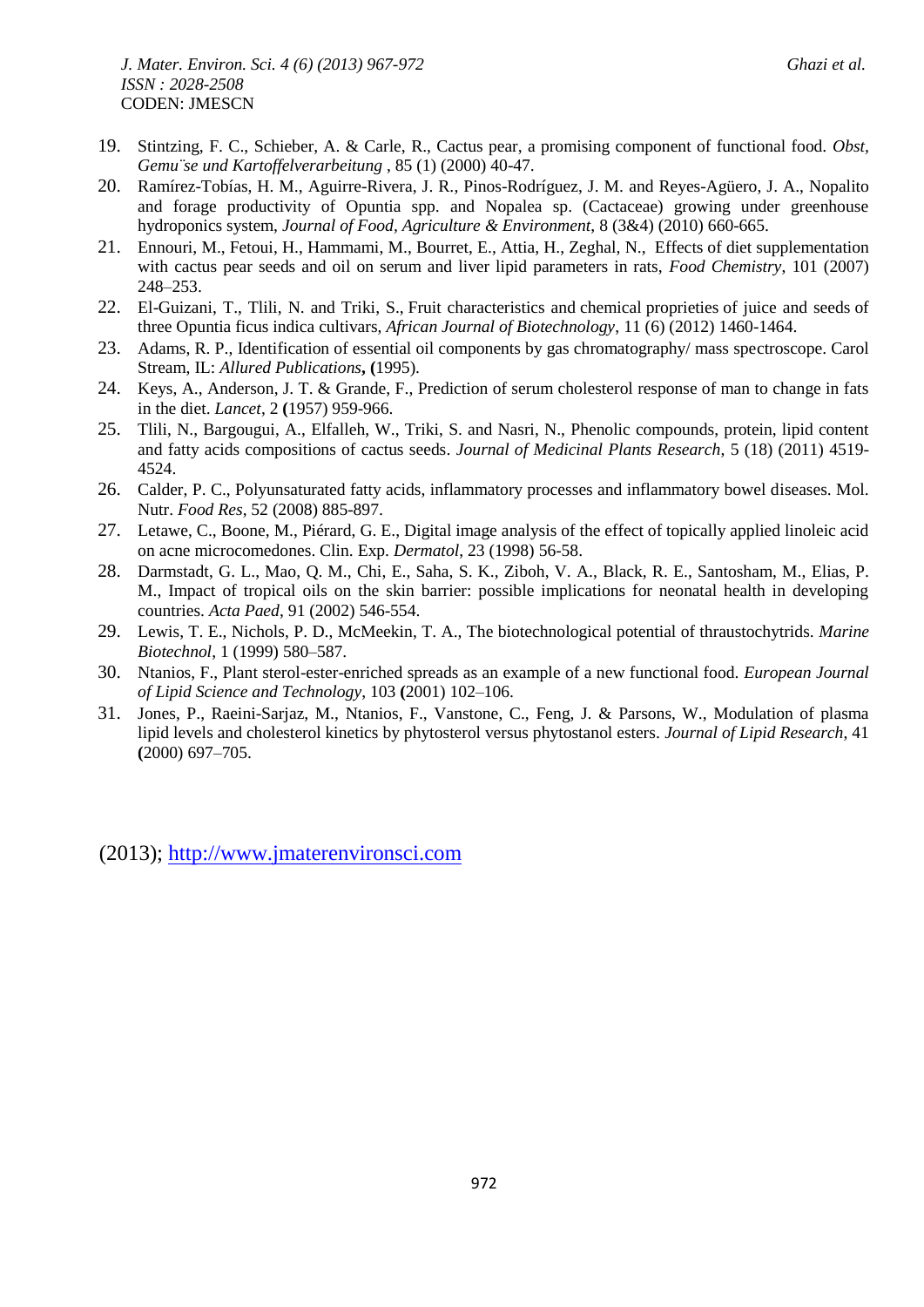19. Stintzing, F. C., Schieber, A. & Carle, R., Cactus pear, a promising component of functional food. *Obst, Gemu¨se und Kartoffelverarbeitung* , 85 (1) (2000) 40-47.
20. Ramírez-Tobías, H. M., Aguirre-Rivera, J. R., Pinos-Rodríguez, J. M. and Reyes-Agüero, J. A., Nopalito and forage productivity of Opuntia spp. and Nopalea sp. (Cactaceae) growing under greenhouse hydroponics system, *Journal of Food, Agriculture & Environment*, 8 (3&4) (2010) 660-665.
21. Ennouri, M., Fetoui, H., Hammami, M., Bourret, E., Attia, H., Zeghal, N., Effects of diet supplementation with cactus pear seeds and oil on serum and liver lipid parameters in rats, *Food Chemistry*, 101 (2007) 248–253.
22. El-Guizani, T., Tlili, N. and Triki, S., Fruit characteristics and chemical proprieties of juice and seeds of three Opuntia ficus indica cultivars, *African Journal of Biotechnology*, 11 (6) (2012) 1460-1464.
23. Adams, R. P., Identification of essential oil components by gas chromatography/ mass spectroscope. Carol Stream, IL: *Allured Publications*, (1995).
24. Keys, A., Anderson, J. T. & Grande, F., Prediction of serum cholesterol response of man to change in fats in the diet. *Lancet*, 2 (1957) 959-966.
25. Tlili, N., Bargougui, A., Elfalleh, W., Triki, S. and Nasri, N., Phenolic compounds, protein, lipid content and fatty acids compositions of cactus seeds. *Journal of Medicinal Plants Research*, 5 (18) (2011) 4519-4524.
26. Calder, P. C., Polyunsaturated fatty acids, inflammatory processes and inflammatory bowel diseases. Mol. Nutr. *Food Res*, 52 (2008) 885-897.
27. Letawe, C., Boone, M., Piérard, G. E., Digital image analysis of the effect of topically applied linoleic acid on acne microcomedones. Clin. Exp. *Dermatol*, 23 (1998) 56-58.
28. Darmstadt, G. L., Mao, Q. M., Chi, E., Saha, S. K., Ziboh, V. A., Black, R. E., Santosham, M., Elias, P. M., Impact of tropical oils on the skin barrier: possible implications for neonatal health in developing countries. *Acta Paed*, 91 (2002) 546-554.
29. Lewis, T. E., Nichols, P. D., McMeekin, T. A., The biotechnological potential of thraustochytrids. *Marine Biotechnol*, 1 (1999) 580–587.
30. Ntanios, F., Plant sterol-ester-enriched spreads as an example of a new functional food. *European Journal of Lipid Science and Technology*, 103 (2001) 102–106.
31. Jones, P., Raeini-Sarjaz, M., Ntanios, F., Vanstone, C., Feng, J. & Parsons, W., Modulation of plasma lipid levels and cholesterol kinetics by phytosterol versus phytostanol esters. *Journal of Lipid Research*, 41 (2000) 697–705.

(2013); http://www.jmaterenvironsci.com